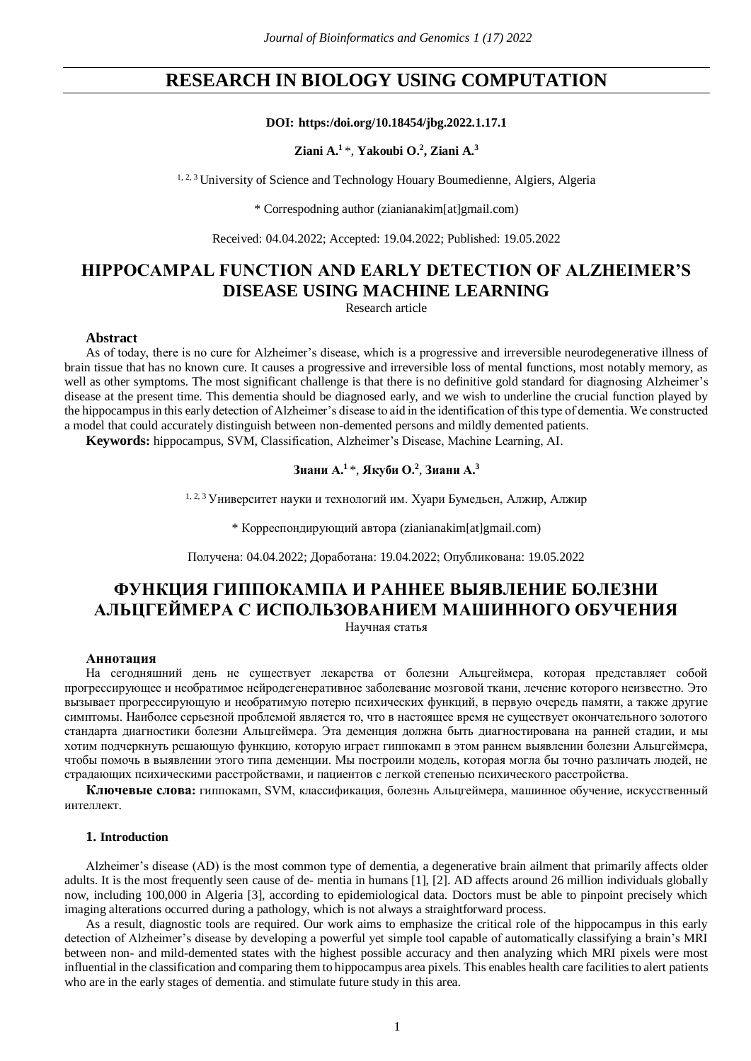# RESEARCH IN BIOLOGY USING COMPUTATION

**DOI: https:/doi.org/10.18454/jbg.2022.1.17.1**

**Ziani A.[1] \*, Yakoubi O.[2], Ziani A.[3]**

[1, 2, 3] University of Science and Technology Houary Boumedienne, Algiers, Algeria

\* Correspodning author (zianianakim[at]gmail.com)

Received: 04.04.2022; Accepted: 19.04.2022; Published: 19.05.2022

## HIPPOCAMPAL FUNCTION AND EARLY DETECTION OF ALZHEIMER'S DISEASE USING MACHINE LEARNING

Research article

### Abstract

As of today, there is no cure for Alzheimer's disease, which is a progressive and irreversible neurodegenerative illness of brain tissue that has no known cure. It causes a progressive and irreversible loss of mental functions, most notably memory, as well as other symptoms. The most significant challenge is that there is no definitive gold standard for diagnosing Alzheimer's disease at the present time. This dementia should be diagnosed early, and we wish to underline the crucial function played by the hippocampus in this early detection of Alzheimer's disease to aid in the identification of this type of dementia. We constructed a model that could accurately distinguish between non-demented persons and mildly demented patients.

**Keywords:** hippocampus, SVM, Classification, Alzheimer's Disease, Machine Learning, AI.

**Зиани А.[1] \*, Якуби О.[2], Зиани А.[3]**

[1, 2, 3] Университет науки и технологий им. Хуари Бумедьен, Алжир, Алжир

\* Корреспондирующий автора (zianianakim[at]gmail.com)

Получена: 04.04.2022; Доработана: 19.04.2022; Опубликована: 19.05.2022

## ФУНКЦИЯ ГИППОКАМПА И РАННЕЕ ВЫЯВЛЕНИЕ БОЛЕЗНИ АЛЬЦГЕЙМЕРА С ИСПОЛЬЗОВАНИЕМ МАШИННОГО ОБУЧЕНИЯ

Научная статья

### Аннотация

На сегодняшний день не существует лекарства от болезни Альцгеймера, которая представляет собой прогрессирующее и необратимое нейродегенеративное заболевание мозговой ткани, лечение которого неизвестно. Это вызывает прогрессирующую и необратимую потерю психических функций, в первую очередь памяти, а также другие симптомы. Наиболее серьезной проблемой является то, что в настоящее время не существует окончательного золотого стандарта диагностики болезни Альцгеймера. Эта деменция должна быть диагностирована на ранней стадии, и мы хотим подчеркнуть решающую функцию, которую играет гиппокамп в этом раннем выявлении болезни Альцгеймера, чтобы помочь в выявлении этого типа деменции. Мы построили модель, которая могла бы точно различать людей, не страдающих психическими расстройствами, и пациентов с легкой степенью психического расстройства.

**Ключевые слова:** гиппокамп, SVM, классификация, болезнь Альцгеймера, машинное обучение, искусственный интеллект.

### 1. Introduction

Alzheimer's disease (AD) is the most common type of dementia, a degenerative brain ailment that primarily affects older adults. It is the most frequently seen cause of de- mentia in humans [1], [2]. AD affects around 26 million individuals globally now, including 100,000 in Algeria [3], according to epidemiological data. Doctors must be able to pinpoint precisely which imaging alterations occurred during a pathology, which is not always a straightforward process.

As a result, diagnostic tools are required. Our work aims to emphasize the critical role of the hippocampus in this early detection of Alzheimer's disease by developing a powerful yet simple tool capable of automatically classifying a brain's MRI between non- and mild-demented states with the highest possible accuracy and then analyzing which MRI pixels were most influential in the classification and comparing them to hippocampus area pixels. This enables health care facilities to alert patients who are in the early stages of dementia. and stimulate future study in this area.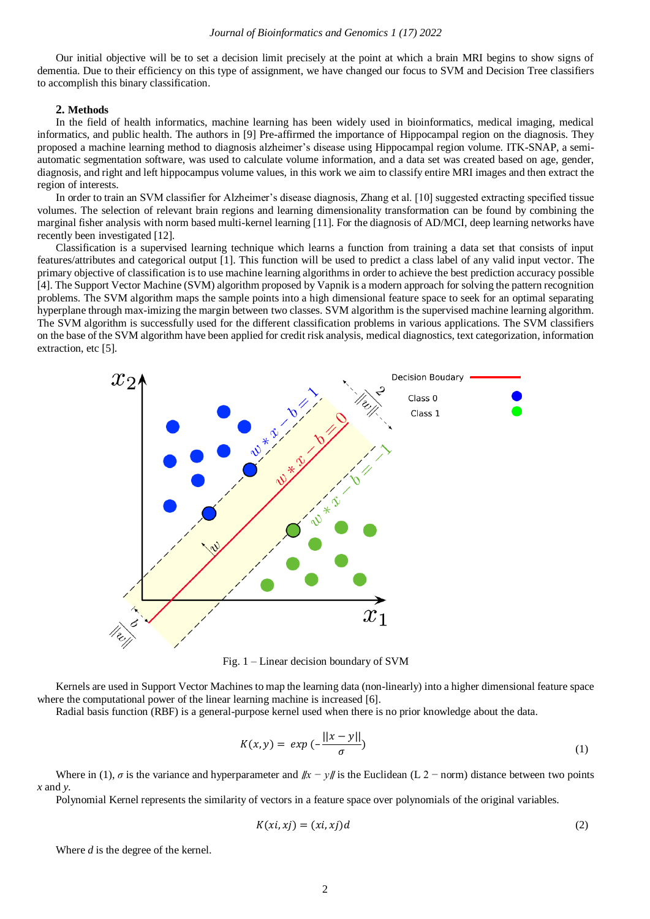Our initial objective will be to set a decision limit precisely at the point at which a brain MRI begins to show signs of dementia. Due to their efficiency on this type of assignment, we have changed our focus to SVM and Decision Tree classifiers to accomplish this binary classification.

## 2. Methods

In the field of health informatics, machine learning has been widely used in bioinformatics, medical imaging, medical informatics, and public health. The authors in [9] Pre-affirmed the importance of Hippocampal region on the diagnosis. They proposed a machine learning method to diagnosis alzheimer's disease using Hippocampal region volume. ITK-SNAP, a semi-automatic segmentation software, was used to calculate volume information, and a data set was created based on age, gender, diagnosis, and right and left hippocampus volume values, in this work we aim to classify entire MRI images and then extract the region of interests.

In order to train an SVM classifier for Alzheimer's disease diagnosis, Zhang et al. [10] suggested extracting specified tissue volumes. The selection of relevant brain regions and learning dimensionality transformation can be found by combining the marginal fisher analysis with norm based multi-kernel learning [11]. For the diagnosis of AD/MCI, deep learning networks have recently been investigated [12].

Classification is a supervised learning technique which learns a function from training a data set that consists of input features/attributes and categorical output [1]. This function will be used to predict a class label of any valid input vector. The primary objective of classification is to use machine learning algorithms in order to achieve the best prediction accuracy possible [4]. The Support Vector Machine (SVM) algorithm proposed by Vapnik is a modern approach for solving the pattern recognition problems. The SVM algorithm maps the sample points into a high dimensional feature space to seek for an optimal separating hyperplane through max-imizing the margin between two classes. SVM algorithm is the supervised machine learning algorithm. The SVM algorithm is successfully used for the different classification problems in various applications. The SVM classifiers on the base of the SVM algorithm have been applied for credit risk analysis, medical diagnostics, text categorization, information extraction, etc [5].

Fig. 1 – Linear decision boundary of SVM

Kernels are used in Support Vector Machines to map the learning data (non-linearly) into a higher dimensional feature space where the computational power of the linear learning machine is increased [6].

Radial basis function (RBF) is a general-purpose kernel used when there is no prior knowledge about the data.

$$K(x,y) = exp\,(-\frac{||x-y||}{\sigma}) \tag{1}$$

Where in (1), $\sigma$ is the variance and hyperparameter and $||x - y||$ is the Euclidean (L 2 − norm) distance between two points $x$ and $y$.

Polynomial Kernel represents the similarity of vectors in a feature space over polynomials of the original variables.

$$K(xi, xj) = (xi, xj)d \tag{2}$$

Where $d$ is the degree of the kernel.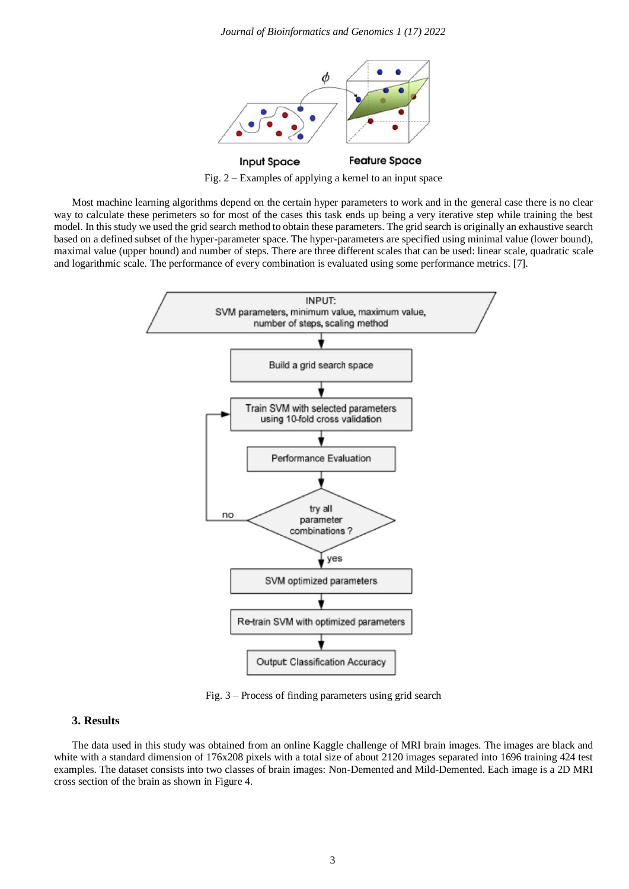Fig. 2 – Examples of applying a kernel to an input space

Most machine learning algorithms depend on the certain hyper parameters to work and in the general case there is no clear way to calculate these perimeters so for most of the cases this task ends up being a very iterative step while training the best model. In this study we used the grid search method to obtain these parameters. The grid search is originally an exhaustive search based on a defined subset of the hyper-parameter space. The hyper-parameters are specified using minimal value (lower bound), maximal value (upper bound) and number of steps. There are three different scales that can be used: linear scale, quadratic scale and logarithmic scale. The performance of every combination is evaluated using some performance metrics. [7].

Fig. 3 – Process of finding parameters using grid search

## 3. Results

The data used in this study was obtained from an online Kaggle challenge of MRI brain images. The images are black and white with a standard dimension of 176x208 pixels with a total size of about 2120 images separated into 1696 training 424 test examples. The dataset consists into two classes of brain images: Non-Demented and Mild-Demented. Each image is a 2D MRI cross section of the brain as shown in Figure 4.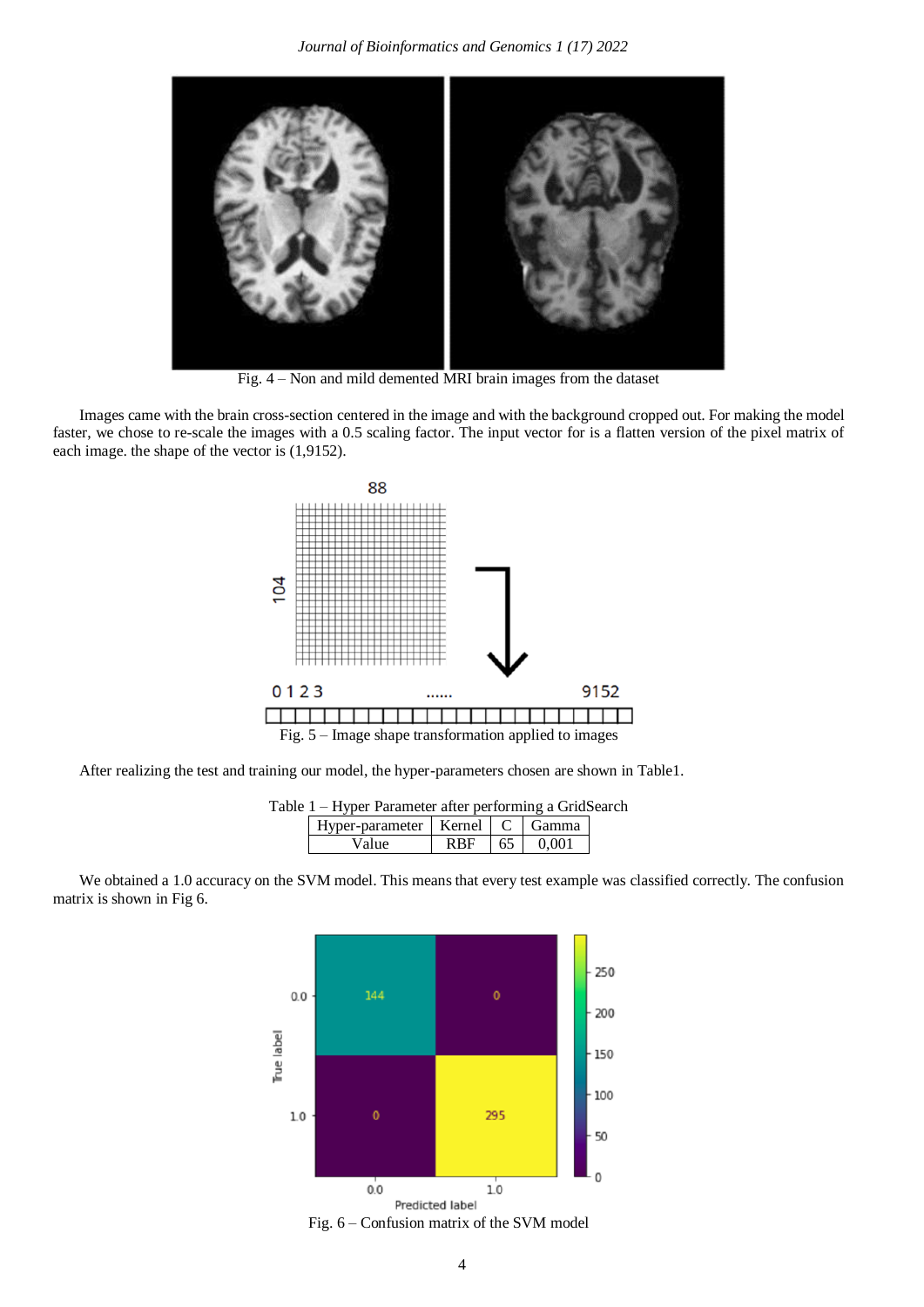Fig. 4 – Non and mild demented MRI brain images from the dataset

Images came with the brain cross-section centered in the image and with the background cropped out. For making the model faster, we chose to re-scale the images with a 0.5 scaling factor. The input vector for is a flatten version of the pixel matrix of each image. the shape of the vector is (1,9152).

Fig. 5 – Image shape transformation applied to images

After realizing the test and training our model, the hyper-parameters chosen are shown in Table1.

Table 1 – Hyper Parameter after performing a GridSearch

| Hyper-parameter | Kernel | C | Gamma |
|---|---|---|---|
| Value | RBF | 65 | 0,001 |

We obtained a 1.0 accuracy on the SVM model. This means that every test example was classified correctly. The confusion matrix is shown in Fig 6.

Fig. 6 – Confusion matrix of the SVM model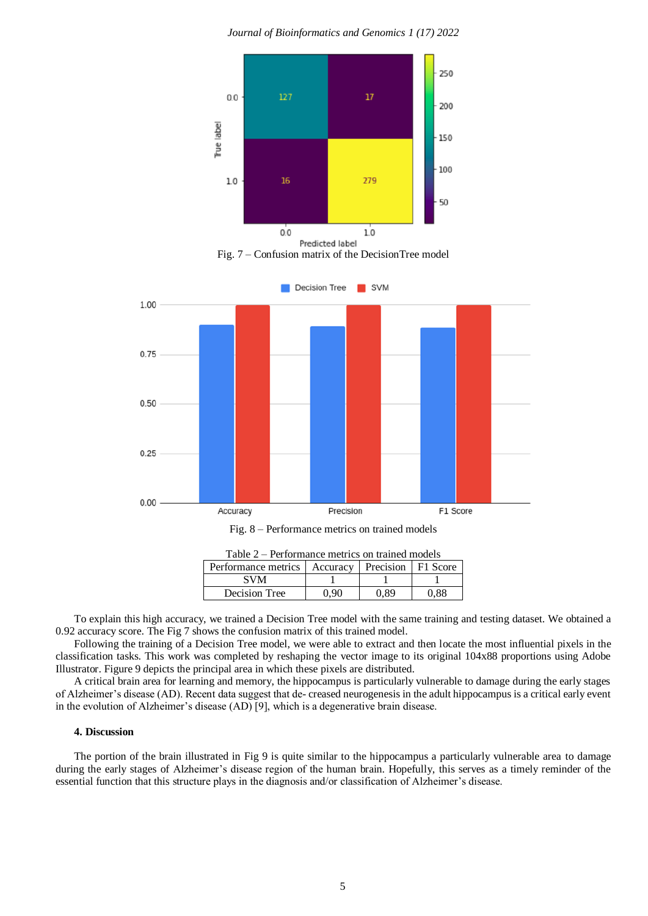Fig. 7 – Confusion matrix of the DecisionTree model

Fig. 8 – Performance metrics on trained models

Table 2 – Performance metrics on trained models

| Performance metrics | Accuracy | Precision | F1 Score |
|---|---|---|---|
| SVM | 1 | 1 | 1 |
| Decision Tree | 0,90 | 0,89 | 0,88 |

To explain this high accuracy, we trained a Decision Tree model with the same training and testing dataset. We obtained a 0.92 accuracy score. The Fig 7 shows the confusion matrix of this trained model.

Following the training of a Decision Tree model, we were able to extract and then locate the most influential pixels in the classification tasks. This work was completed by reshaping the vector image to its original 104x88 proportions using Adobe Illustrator. Figure 9 depicts the principal area in which these pixels are distributed.

A critical brain area for learning and memory, the hippocampus is particularly vulnerable to damage during the early stages of Alzheimer's disease (AD). Recent data suggest that de- creased neurogenesis in the adult hippocampus is a critical early event in the evolution of Alzheimer's disease (AD) [9], which is a degenerative brain disease.

### 4. Discussion

The portion of the brain illustrated in Fig 9 is quite similar to the hippocampus a particularly vulnerable area to damage during the early stages of Alzheimer's disease region of the human brain. Hopefully, this serves as a timely reminder of the essential function that this structure plays in the diagnosis and/or classification of Alzheimer's disease.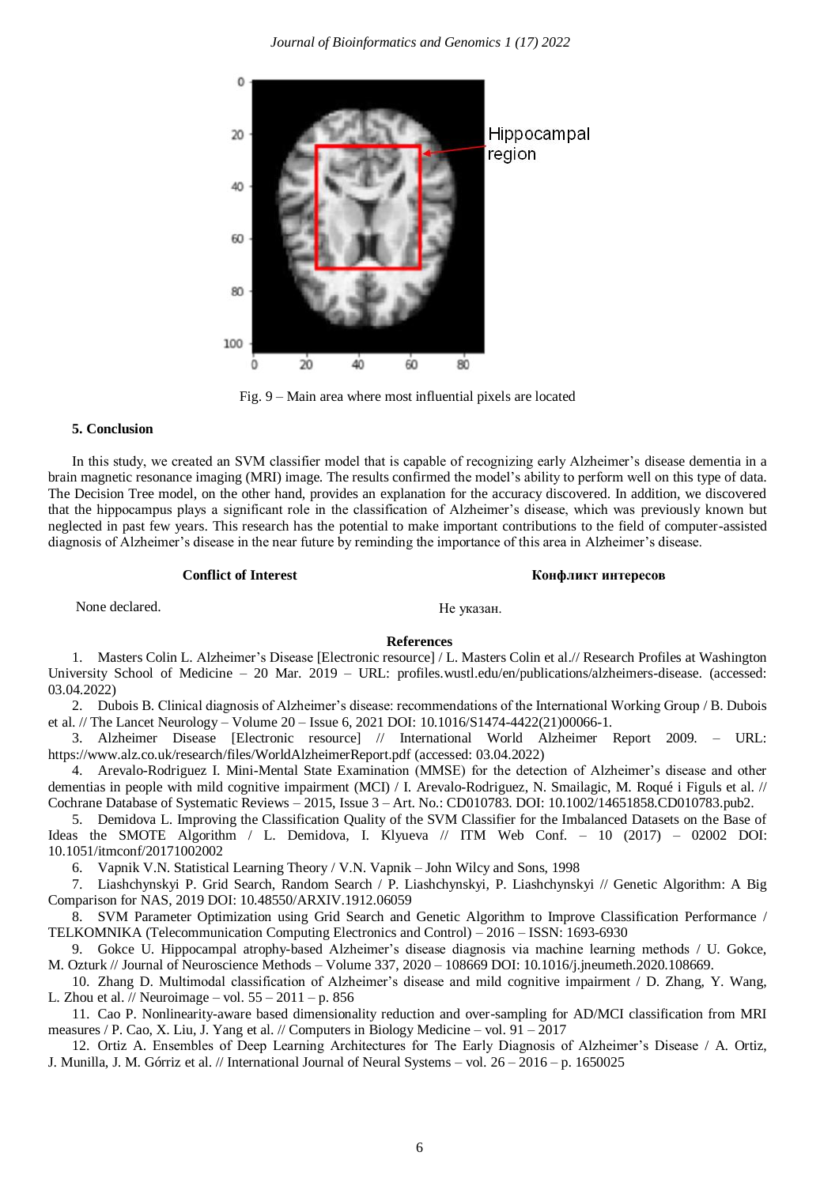0
20
40
60
80
100
0 20 40 60 80
Hippocampal region

Fig. 9 – Main area where most influential pixels are located

## 5. Conclusion

In this study, we created an SVM classifier model that is capable of recognizing early Alzheimer's disease dementia in a brain magnetic resonance imaging (MRI) image. The results confirmed the model's ability to perform well on this type of data. The Decision Tree model, on the other hand, provides an explanation for the accuracy discovered. In addition, we discovered that the hippocampus plays a significant role in the classification of Alzheimer's disease, which was previously known but neglected in past few years. This research has the potential to make important contributions to the field of computer-assisted diagnosis of Alzheimer's disease in the near future by reminding the importance of this area in Alzheimer's disease.

**Conflict of Interest**

None declared.

**Конфликт интересов**

Не указан.

## References

1. Masters Colin L. Alzheimer's Disease [Electronic resource] / L. Masters Colin et al.// Research Profiles at Washington University School of Medicine – 20 Mar. 2019 – URL: profiles.wustl.edu/en/publications/alzheimers-disease. (accessed: 03.04.2022)
2. Dubois B. Clinical diagnosis of Alzheimer's disease: recommendations of the International Working Group / B. Dubois et al. // The Lancet Neurology – Volume 20 – Issue 6, 2021 DOI: 10.1016/S1474-4422(21)00066-1.
3. Alzheimer Disease [Electronic resource] // International World Alzheimer Report 2009. – URL: https://www.alz.co.uk/research/files/WorldAlzheimerReport.pdf (accessed: 03.04.2022)
4. Arevalo-Rodriguez I. Mini-Mental State Examination (MMSE) for the detection of Alzheimer's disease and other dementias in people with mild cognitive impairment (MCI) / I. Arevalo-Rodriguez, N. Smailagic, M. Roqué i Figuls et al. // Cochrane Database of Systematic Reviews – 2015, Issue 3 – Art. No.: CD010783. DOI: 10.1002/14651858.CD010783.pub2.
5. Demidova L. Improving the Classification Quality of the SVM Classifier for the Imbalanced Datasets on the Base of Ideas the SMOTE Algorithm / L. Demidova, I. Klyueva // ITM Web Conf. – 10 (2017) – 02002 DOI: 10.1051/itmconf/20171002002
6. Vapnik V.N. Statistical Learning Theory / V.N. Vapnik – John Wilcy and Sons, 1998
7. Liashchynskyi P. Grid Search, Random Search / P. Liashchynskyi, P. Liashchynskyi // Genetic Algorithm: A Big Comparison for NAS, 2019 DOI: 10.48550/ARXIV.1912.06059
8. SVM Parameter Optimization using Grid Search and Genetic Algorithm to Improve Classification Performance / TELKOMNIKA (Telecommunication Computing Electronics and Control) – 2016 – ISSN: 1693-6930
9. Gokce U. Hippocampal atrophy-based Alzheimer's disease diagnosis via machine learning methods / U. Gokce, M. Ozturk // Journal of Neuroscience Methods – Volume 337, 2020 – 108669 DOI: 10.1016/j.jneumeth.2020.108669.
10. Zhang D. Multimodal classification of Alzheimer's disease and mild cognitive impairment / D. Zhang, Y. Wang, L. Zhou et al. // Neuroimage – vol. 55 – 2011 – p. 856
11. Cao P. Nonlinearity-aware based dimensionality reduction and over-sampling for AD/MCI classification from MRI measures / P. Cao, X. Liu, J. Yang et al. // Computers in Biology Medicine – vol. 91 – 2017
12. Ortiz A. Ensembles of Deep Learning Architectures for The Early Diagnosis of Alzheimer's Disease / A. Ortiz, J. Munilla, J. M. Górriz et al. // International Journal of Neural Systems – vol. 26 – 2016 – p. 1650025